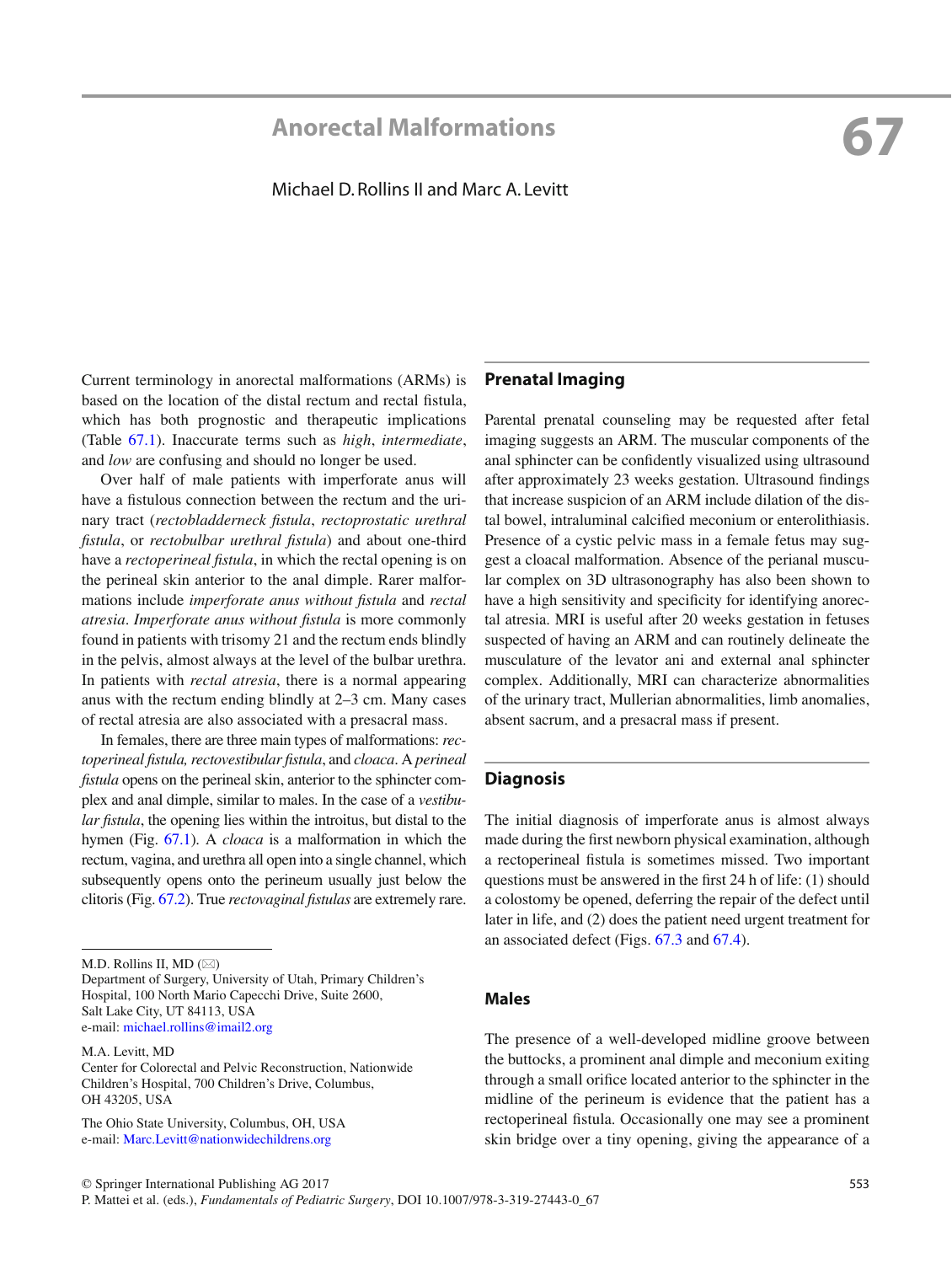# 67 Anorectal Malformations

Michael D. Rollins II and Marc A. Levitt

Current terminology in anorectal malformations (ARMs) is based on the location of the distal rectum and rectal fistula, which has both prognostic and therapeutic implications (Table 67.1). Inaccurate terms such as *high*, *intermediate*, and *low* are confusing and should no longer be used.

Over half of male patients with imperforate anus will have a fistulous connection between the rectum and the urinary tract (*rectobladderneck fistula*, *rectoprostatic urethral fistula*, or *rectobulbar urethral fistula*) and about one-third have a *rectoperineal fistula*, in which the rectal opening is on the perineal skin anterior to the anal dimple. Rarer malformations include *imperforate anus without fistula* and *rectal atresia*. *Imperforate anus without fistula* is more commonly found in patients with trisomy 21 and the rectum ends blindly in the pelvis, almost always at the level of the bulbar urethra. In patients with *rectal atresia*, there is a normal appearing anus with the rectum ending blindly at 2–3 cm. Many cases of rectal atresia are also associated with a presacral mass.

In females, there are three main types of malformations: *rectoperineal fistula, rectovestibular fistula*, and *cloaca*. A *perineal fistula* opens on the perineal skin, anterior to the sphincter complex and anal dimple, similar to males. In the case of a *vestibular fistula*, the opening lies within the introitus, but distal to the hymen (Fig. 67.1). A *cloaca* is a malformation in which the rectum, vagina, and urethra all open into a single channel, which subsequently opens onto the perineum usually just below the clitoris (Fig. 67.2). True *rectovaginal fistulas* are extremely rare.

M.D. Rollins II, MD (✉)
Department of Surgery, University of Utah, Primary Children's Hospital, 100 North Mario Capecchi Drive, Suite 2600, Salt Lake City, UT 84113, USA
e-mail: michael.rollins@imail2.org

M.A. Levitt, MD
Center for Colorectal and Pelvic Reconstruction, Nationwide Children's Hospital, 700 Children's Drive, Columbus, OH 43205, USA

The Ohio State University, Columbus, OH, USA
e-mail: Marc.Levitt@nationwidechildrens.org

## Prenatal Imaging

Parental prenatal counseling may be requested after fetal imaging suggests an ARM. The muscular components of the anal sphincter can be confidently visualized using ultrasound after approximately 23 weeks gestation. Ultrasound findings that increase suspicion of an ARM include dilation of the distal bowel, intraluminal calcified meconium or enterolithiasis. Presence of a cystic pelvic mass in a female fetus may suggest a cloacal malformation. Absence of the perianal muscular complex on 3D ultrasonography has also been shown to have a high sensitivity and specificity for identifying anorectal atresia. MRI is useful after 20 weeks gestation in fetuses suspected of having an ARM and can routinely delineate the musculature of the levator ani and external anal sphincter complex. Additionally, MRI can characterize abnormalities of the urinary tract, Mullerian abnormalities, limb anomalies, absent sacrum, and a presacral mass if present.

## Diagnosis

The initial diagnosis of imperforate anus is almost always made during the first newborn physical examination, although a rectoperineal fistula is sometimes missed. Two important questions must be answered in the first 24 h of life: (1) should a colostomy be opened, deferring the repair of the defect until later in life, and (2) does the patient need urgent treatment for an associated defect (Figs. 67.3 and 67.4).

### Males

The presence of a well-developed midline groove between the buttocks, a prominent anal dimple and meconium exiting through a small orifice located anterior to the sphincter in the midline of the perineum is evidence that the patient has a rectoperineal fistula. Occasionally one may see a prominent skin bridge over a tiny opening, giving the appearance of a

© Springer International Publishing AG 2017
P. Mattei et al. (eds.), *Fundamentals of Pediatric Surgery*, DOI 10.1007/978-3-319-27443-0_67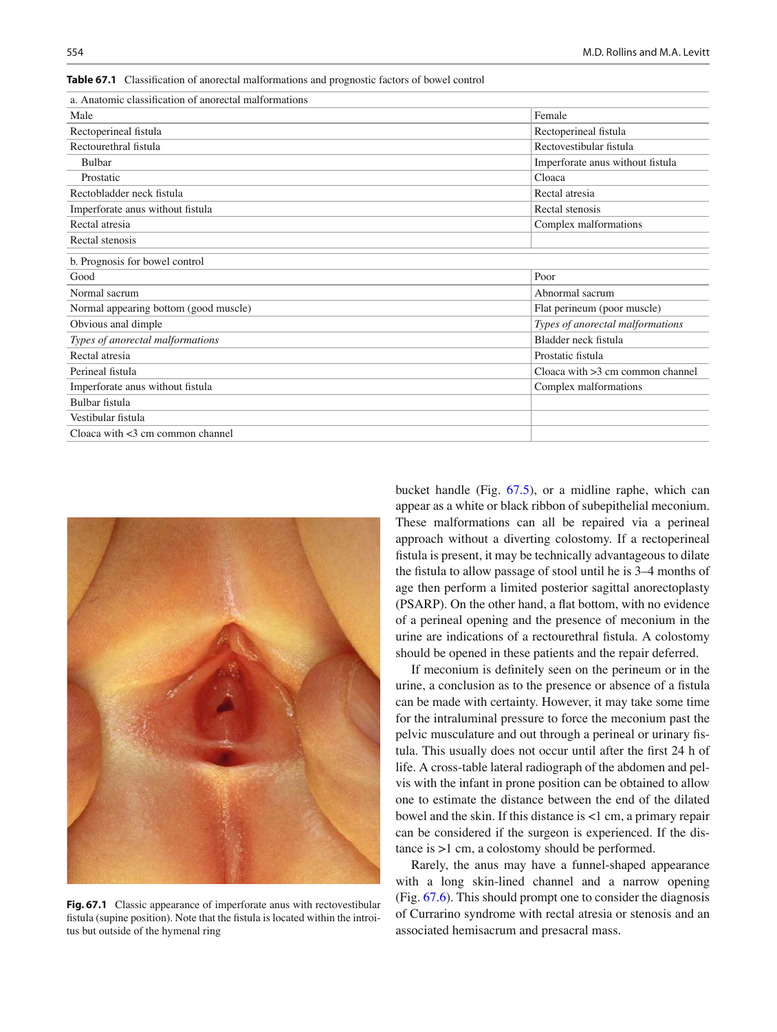**Table 67.1** Classification of anorectal malformations and prognostic factors of bowel control

| a. Anatomic classification of anorectal malformations | |
|---|---|
| Male | Female |
| Rectoperineal fistula | Rectoperineal fistula |
| Rectourethral fistula | Rectovestibular fistula |
| Bulbar | Imperforate anus without fistula |
| Prostatic | Cloaca |
| Rectobladder neck fistula | Rectal atresia |
| Imperforate anus without fistula | Rectal stenosis |
| Rectal atresia | Complex malformations |
| Rectal stenosis | |
| **b. Prognosis for bowel control** | |
| Good | Poor |
| Normal sacrum | Abnormal sacrum |
| Normal appearing bottom (good muscle) | Flat perineum (poor muscle) |
| Obvious anal dimple | *Types of anorectal malformations* |
| *Types of anorectal malformations* | Bladder neck fistula |
| Rectal atresia | Prostatic fistula |
| Perineal fistula | Cloaca with >3 cm common channel |
| Imperforate anus without fistula | Complex malformations |
| Bulbar fistula | |
| Vestibular fistula | |
| Cloaca with <3 cm common channel | |

**Fig. 67.1** Classic appearance of imperforate anus with rectovestibular fistula (supine position). Note that the fistula is located within the introitus but outside of the hymenal ring

bucket handle (Fig. 67.5), or a midline raphe, which can appear as a white or black ribbon of subepithelial meconium. These malformations can all be repaired via a perineal approach without a diverting colostomy. If a rectoperineal fistula is present, it may be technically advantageous to dilate the fistula to allow passage of stool until he is 3–4 months of age then perform a limited posterior sagittal anorectoplasty (PSARP). On the other hand, a flat bottom, with no evidence of a perineal opening and the presence of meconium in the urine are indications of a rectourethral fistula. A colostomy should be opened in these patients and the repair deferred.

If meconium is definitely seen on the perineum or in the urine, a conclusion as to the presence or absence of a fistula can be made with certainty. However, it may take some time for the intraluminal pressure to force the meconium past the pelvic musculature and out through a perineal or urinary fistula. This usually does not occur until after the first 24 h of life. A cross-table lateral radiograph of the abdomen and pelvis with the infant in prone position can be obtained to allow one to estimate the distance between the end of the dilated bowel and the skin. If this distance is <1 cm, a primary repair can be considered if the surgeon is experienced. If the distance is >1 cm, a colostomy should be performed.

Rarely, the anus may have a funnel-shaped appearance with a long skin-lined channel and a narrow opening (Fig. 67.6). This should prompt one to consider the diagnosis of Currarino syndrome with rectal atresia or stenosis and an associated hemisacrum and presacral mass.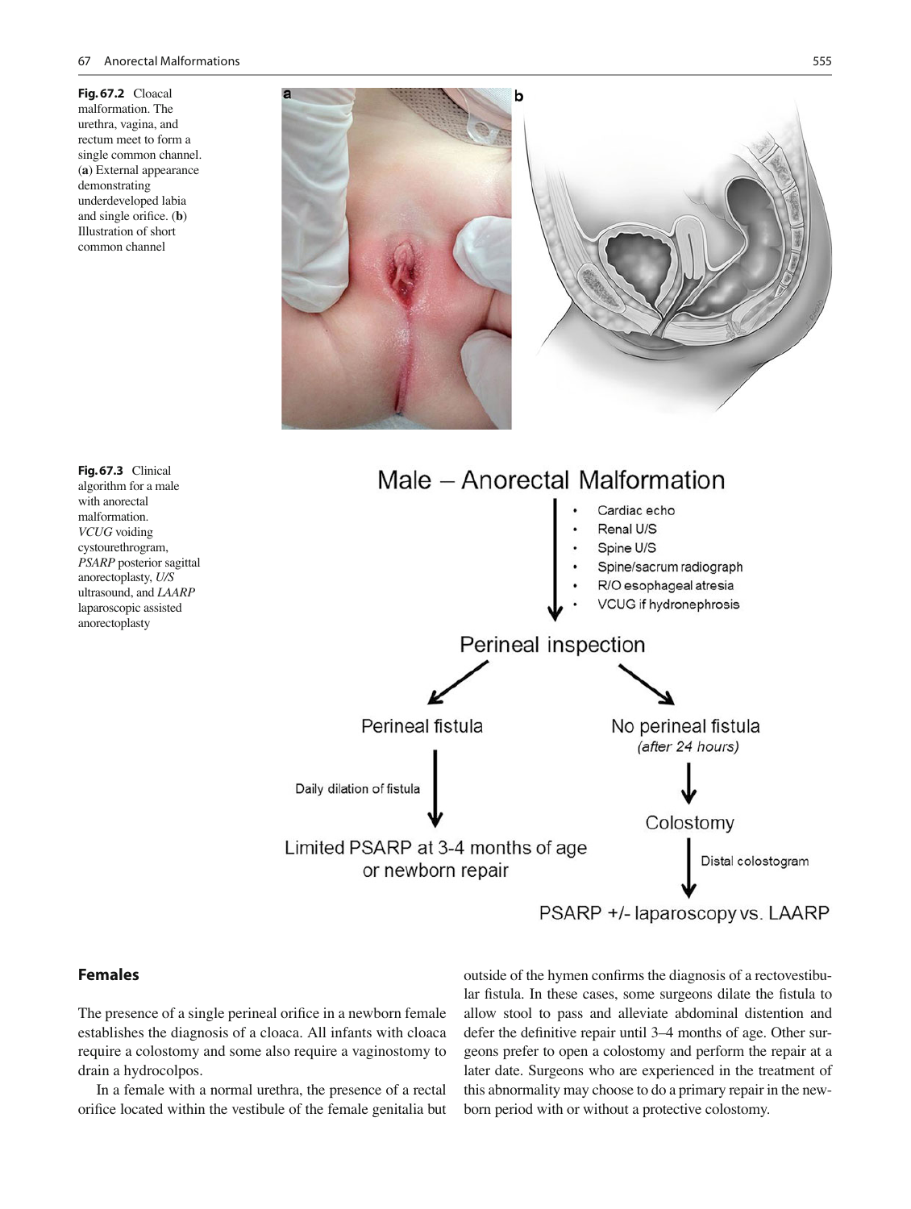**Fig. 67.2** Cloacal malformation. The urethra, vagina, and rectum meet to form a single common channel. (**a**) External appearance demonstrating underdeveloped labia and single orifice. (**b**) Illustration of short common channel

**Male – Anorectal Malformation**

- Cardiac echo
- Renal U/S
- Spine U/S
- Spine/sacrum radiograph
- R/O esophageal atresia
- VCUG if hydronephrosis

Perineal inspection

- Perineal fistula → Daily dilation of fistula → Limited PSARP at 3-4 months of age or newborn repair
- No perineal fistula *(after 24 hours)* → Colostomy → Distal colostogram → PSARP +/- laparoscopy vs. LAARP

**Fig. 67.3** Clinical algorithm for a male with anorectal malformation. *VCUG* voiding cystourethrogram, *PSARP* posterior sagittal anorectoplasty, *U/S* ultrasound, and *LAARP* laparoscopic assisted anorectoplasty

## Females

The presence of a single perineal orifice in a newborn female establishes the diagnosis of a cloaca. All infants with cloaca require a colostomy and some also require a vaginostomy to drain a hydrocolpos.

In a female with a normal urethra, the presence of a rectal orifice located within the vestibule of the female genitalia but outside of the hymen confirms the diagnosis of a rectovestibular fistula. In these cases, some surgeons dilate the fistula to allow stool to pass and alleviate abdominal distention and defer the definitive repair until 3–4 months of age. Other surgeons prefer to open a colostomy and perform the repair at a later date. Surgeons who are experienced in the treatment of this abnormality may choose to do a primary repair in the newborn period with or without a protective colostomy.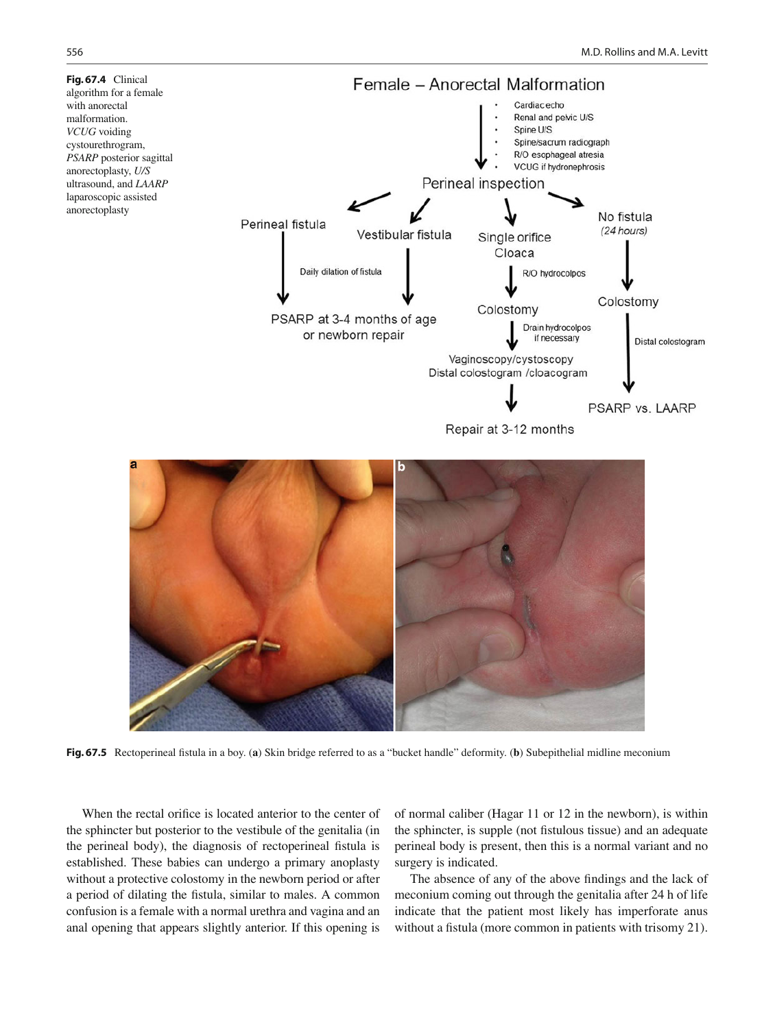**Fig. 67.4** Clinical algorithm for a female with anorectal malformation. *VCUG* voiding cystourethrogram, *PSARP* posterior sagittal anorectoplasty, *U/S* ultrasound, and *LAARP* laparoscopic assisted anorectoplasty

Female – Anorectal Malformation

- Cardiac echo
- Renal and pelvic U/S
- Spine U/S
- Spine/sacrum radiograph
- R/O esophageal atresia
- VCUG if hydronephrosis

Perineal inspection

- Perineal fistula → PSARP at 3-4 months of age or newborn repair
- Vestibular fistula → Daily dilation of fistula → PSARP at 3-4 months of age or newborn repair
- Single orifice Cloaca → R/O hydrocolpos → Colostomy → Drain hydrocolpos if necessary → Vaginoscopy/cystoscopy Distal colostogram /cloacogram → Repair at 3-12 months
- No fistula (24 hours) → Colostomy → Distal colostogram → PSARP vs. LAARP

**Fig. 67.5** Rectoperineal fistula in a boy. (**a**) Skin bridge referred to as a "bucket handle" deformity. (**b**) Subepithelial midline meconium

When the rectal orifice is located anterior to the center of the sphincter but posterior to the vestibule of the genitalia (in the perineal body), the diagnosis of rectoperineal fistula is established. These babies can undergo a primary anoplasty without a protective colostomy in the newborn period or after a period of dilating the fistula, similar to males. A common confusion is a female with a normal urethra and vagina and an anal opening that appears slightly anterior. If this opening is of normal caliber (Hagar 11 or 12 in the newborn), is within the sphincter, is supple (not fistulous tissue) and an adequate perineal body is present, then this is a normal variant and no surgery is indicated.

The absence of any of the above findings and the lack of meconium coming out through the genitalia after 24 h of life indicate that the patient most likely has imperforate anus without a fistula (more common in patients with trisomy 21).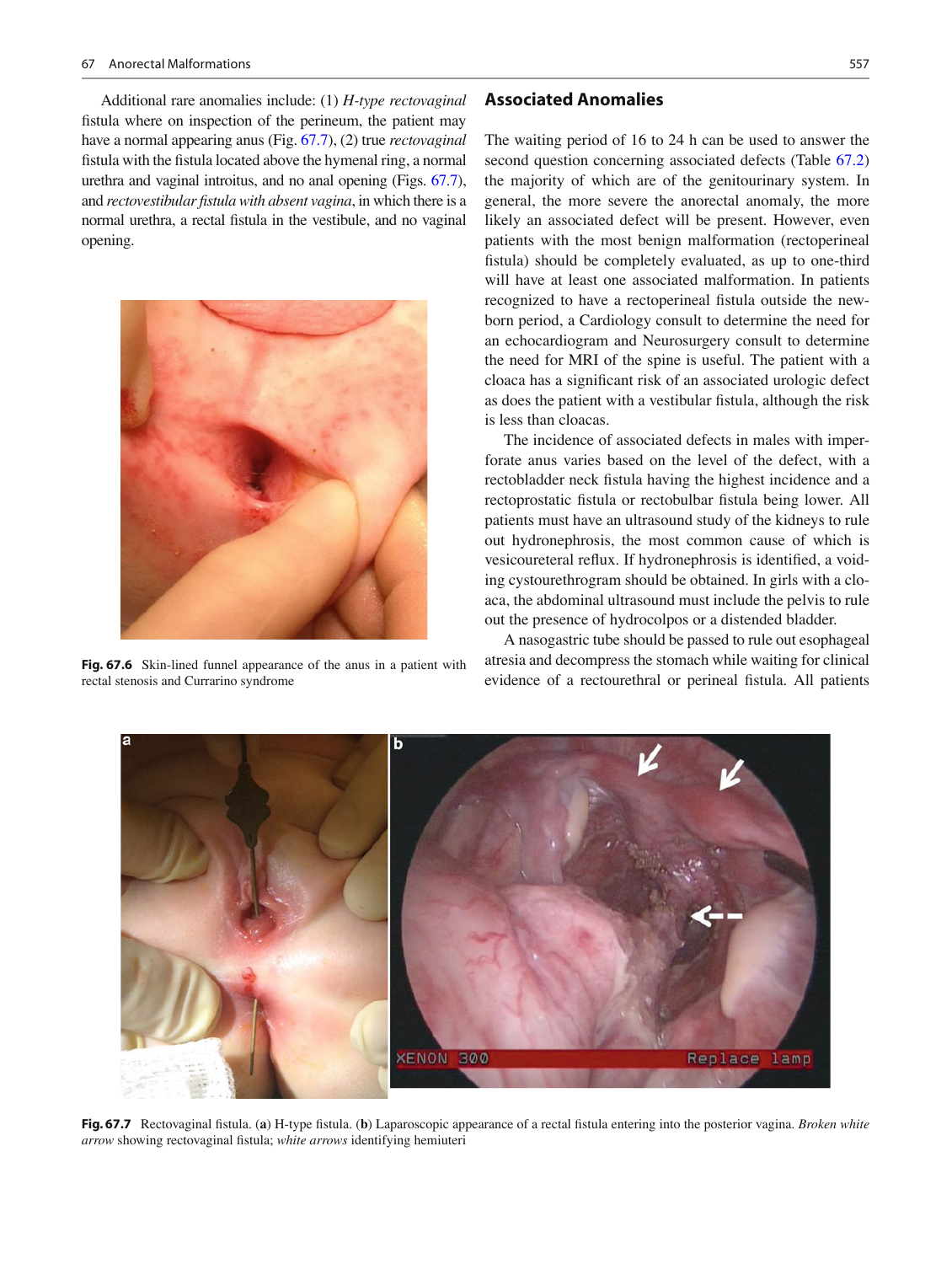Additional rare anomalies include: (1) *H-type rectovaginal* fistula where on inspection of the perineum, the patient may have a normal appearing anus (Fig. 67.7), (2) true *rectovaginal* fistula with the fistula located above the hymenal ring, a normal urethra and vaginal introitus, and no anal opening (Figs. 67.7), and *rectovestibular fistula with absent vagina*, in which there is a normal urethra, a rectal fistula in the vestibule, and no vaginal opening.

**Fig. 67.6** Skin-lined funnel appearance of the anus in a patient with rectal stenosis and Currarino syndrome

## Associated Anomalies

The waiting period of 16 to 24 h can be used to answer the second question concerning associated defects (Table 67.2) the majority of which are of the genitourinary system. In general, the more severe the anorectal anomaly, the more likely an associated defect will be present. However, even patients with the most benign malformation (rectoperineal fistula) should be completely evaluated, as up to one-third will have at least one associated malformation. In patients recognized to have a rectoperineal fistula outside the newborn period, a Cardiology consult to determine the need for an echocardiogram and Neurosurgery consult to determine the need for MRI of the spine is useful. The patient with a cloaca has a significant risk of an associated urologic defect as does the patient with a vestibular fistula, although the risk is less than cloacas.

The incidence of associated defects in males with imperforate anus varies based on the level of the defect, with a rectobladder neck fistula having the highest incidence and a rectoprostatic fistula or rectobulbar fistula being lower. All patients must have an ultrasound study of the kidneys to rule out hydronephrosis, the most common cause of which is vesicoureteral reflux. If hydronephrosis is identified, a voiding cystourethrogram should be obtained. In girls with a cloaca, the abdominal ultrasound must include the pelvis to rule out the presence of hydrocolpos or a distended bladder.

A nasogastric tube should be passed to rule out esophageal atresia and decompress the stomach while waiting for clinical evidence of a rectourethral or perineal fistula. All patients

**Fig. 67.7** Rectovaginal fistula. (**a**) H-type fistula. (**b**) Laparoscopic appearance of a rectal fistula entering into the posterior vagina. *Broken white arrow* showing rectovaginal fistula; *white arrows* identifying hemiuteri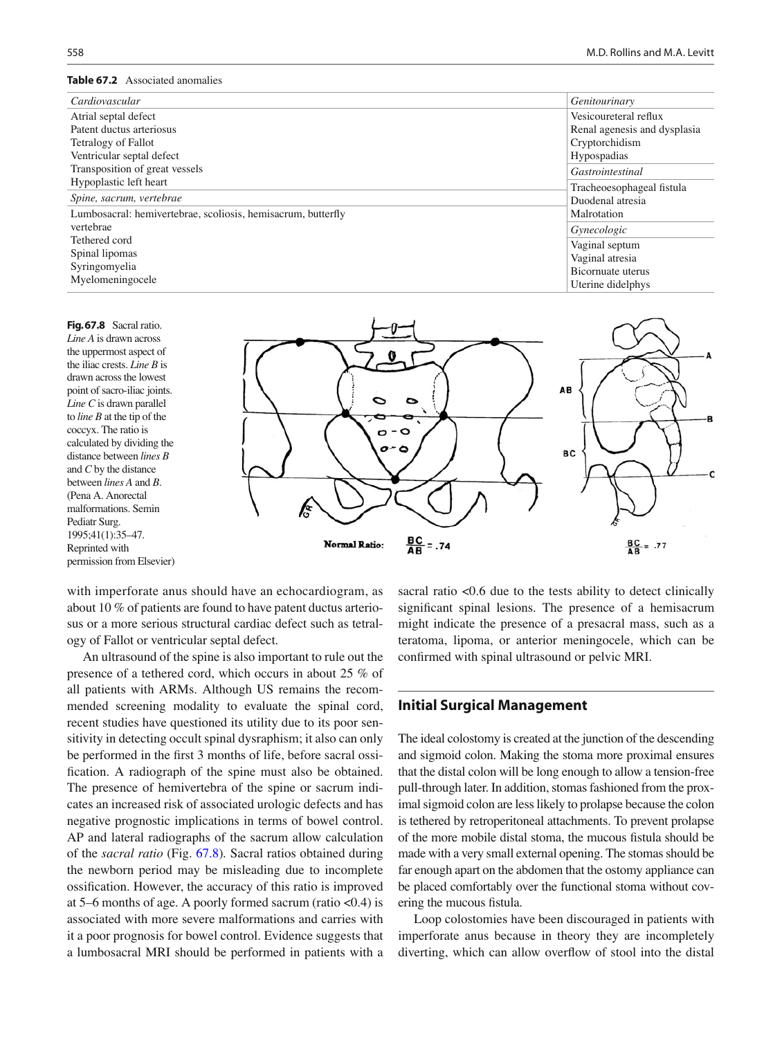**Table 67.2** Associated anomalies

| *Cardiovascular* | *Genitourinary* |
|---|---|
| Atrial septal defect | Vesicoureteral reflux |
| Patent ductus arteriosus | Renal agenesis and dysplasia |
| Tetralogy of Fallot | Cryptorchidism |
| Ventricular septal defect | Hypospadias |
| Transposition of great vessels | *Gastrointestinal* |
| Hypoplastic left heart | Tracheoesophageal fistula |
| *Spine, sacrum, vertebrae* | Duodenal atresia |
| Lumbosacral: hemivertebrae, scoliosis, hemisacrum, butterfly vertebrae | Malrotation |
| Tethered cord | *Gynecologic* |
| Spinal lipomas | Vaginal septum |
| Syringomyelia | Vaginal atresia |
| Myelomeningocele | Bicornuate uterus |
| | Uterine didelphys |

**Fig. 67.8** Sacral ratio. *Line A* is drawn across the uppermost aspect of the iliac crests. *Line B* is drawn across the lowest point of sacro-iliac joints. *Line C* is drawn parallel to *line B* at the tip of the coccyx. The ratio is calculated by dividing the distance between *lines B* and *C* by the distance between *lines A* and *B*. (Pena A. Anorectal malformations. Semin Pediatr Surg. 1995;41(1):35–47. Reprinted with permission from Elsevier)

Normal Ratio: $\frac{BC}{AB} = .74$ $\frac{BC}{AB} = .77$

with imperforate anus should have an echocardiogram, as about 10 % of patients are found to have patent ductus arteriosus or a more serious structural cardiac defect such as tetralogy of Fallot or ventricular septal defect.

An ultrasound of the spine is also important to rule out the presence of a tethered cord, which occurs in about 25 % of all patients with ARMs. Although US remains the recommended screening modality to evaluate the spinal cord, recent studies have questioned its utility due to its poor sensitivity in detecting occult spinal dysraphism; it also can only be performed in the first 3 months of life, before sacral ossification. A radiograph of the spine must also be obtained. The presence of hemivertebra of the spine or sacrum indicates an increased risk of associated urologic defects and has negative prognostic implications in terms of bowel control. AP and lateral radiographs of the sacrum allow calculation of the *sacral ratio* (Fig. 67.8). Sacral ratios obtained during the newborn period may be misleading due to incomplete ossification. However, the accuracy of this ratio is improved at 5–6 months of age. A poorly formed sacrum (ratio <0.4) is associated with more severe malformations and carries with it a poor prognosis for bowel control. Evidence suggests that a lumbosacral MRI should be performed in patients with a sacral ratio <0.6 due to the tests ability to detect clinically significant spinal lesions. The presence of a hemisacrum might indicate the presence of a presacral mass, such as a teratoma, lipoma, or anterior meningocele, which can be confirmed with spinal ultrasound or pelvic MRI.

## Initial Surgical Management

The ideal colostomy is created at the junction of the descending and sigmoid colon. Making the stoma more proximal ensures that the distal colon will be long enough to allow a tension-free pull-through later. In addition, stomas fashioned from the proximal sigmoid colon are less likely to prolapse because the colon is tethered by retroperitoneal attachments. To prevent prolapse of the more mobile distal stoma, the mucous fistula should be made with a very small external opening. The stomas should be far enough apart on the abdomen that the ostomy appliance can be placed comfortably over the functional stoma without covering the mucous fistula.

Loop colostomies have been discouraged in patients with imperforate anus because in theory they are incompletely diverting, which can allow overflow of stool into the distal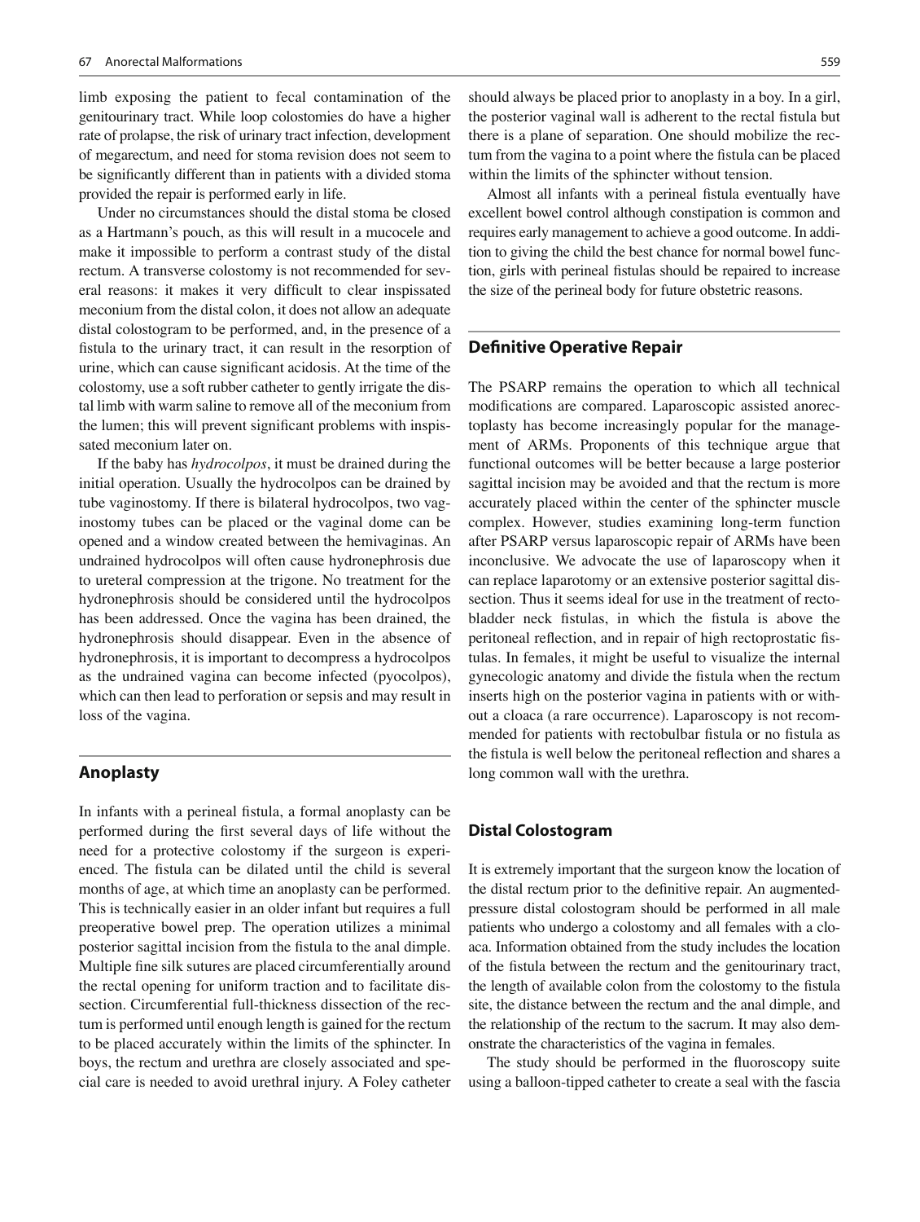limb exposing the patient to fecal contamination of the genitourinary tract. While loop colostomies do have a higher rate of prolapse, the risk of urinary tract infection, development of megarectum, and need for stoma revision does not seem to be significantly different than in patients with a divided stoma provided the repair is performed early in life.

Under no circumstances should the distal stoma be closed as a Hartmann's pouch, as this will result in a mucocele and make it impossible to perform a contrast study of the distal rectum. A transverse colostomy is not recommended for several reasons: it makes it very difficult to clear inspissated meconium from the distal colon, it does not allow an adequate distal colostogram to be performed, and, in the presence of a fistula to the urinary tract, it can result in the resorption of urine, which can cause significant acidosis. At the time of the colostomy, use a soft rubber catheter to gently irrigate the distal limb with warm saline to remove all of the meconium from the lumen; this will prevent significant problems with inspissated meconium later on.

If the baby has *hydrocolpos*, it must be drained during the initial operation. Usually the hydrocolpos can be drained by tube vaginostomy. If there is bilateral hydrocolpos, two vaginostomy tubes can be placed or the vaginal dome can be opened and a window created between the hemivaginas. An undrained hydrocolpos will often cause hydronephrosis due to ureteral compression at the trigone. No treatment for the hydronephrosis should be considered until the hydrocolpos has been addressed. Once the vagina has been drained, the hydronephrosis should disappear. Even in the absence of hydronephrosis, it is important to decompress a hydrocolpos as the undrained vagina can become infected (pyocolpos), which can then lead to perforation or sepsis and may result in loss of the vagina.

## Anoplasty

In infants with a perineal fistula, a formal anoplasty can be performed during the first several days of life without the need for a protective colostomy if the surgeon is experienced. The fistula can be dilated until the child is several months of age, at which time an anoplasty can be performed. This is technically easier in an older infant but requires a full preoperative bowel prep. The operation utilizes a minimal posterior sagittal incision from the fistula to the anal dimple. Multiple fine silk sutures are placed circumferentially around the rectal opening for uniform traction and to facilitate dissection. Circumferential full-thickness dissection of the rectum is performed until enough length is gained for the rectum to be placed accurately within the limits of the sphincter. In boys, the rectum and urethra are closely associated and special care is needed to avoid urethral injury. A Foley catheter should always be placed prior to anoplasty in a boy. In a girl, the posterior vaginal wall is adherent to the rectal fistula but there is a plane of separation. One should mobilize the rectum from the vagina to a point where the fistula can be placed within the limits of the sphincter without tension.

Almost all infants with a perineal fistula eventually have excellent bowel control although constipation is common and requires early management to achieve a good outcome. In addition to giving the child the best chance for normal bowel function, girls with perineal fistulas should be repaired to increase the size of the perineal body for future obstetric reasons.

## Definitive Operative Repair

The PSARP remains the operation to which all technical modifications are compared. Laparoscopic assisted anorectoplasty has become increasingly popular for the management of ARMs. Proponents of this technique argue that functional outcomes will be better because a large posterior sagittal incision may be avoided and that the rectum is more accurately placed within the center of the sphincter muscle complex. However, studies examining long-term function after PSARP versus laparoscopic repair of ARMs have been inconclusive. We advocate the use of laparoscopy when it can replace laparotomy or an extensive posterior sagittal dissection. Thus it seems ideal for use in the treatment of recto-bladder neck fistulas, in which the fistula is above the peritoneal reflection, and in repair of high rectoprostatic fistulas. In females, it might be useful to visualize the internal gynecologic anatomy and divide the fistula when the rectum inserts high on the posterior vagina in patients with or without a cloaca (a rare occurrence). Laparoscopy is not recommended for patients with rectobulbar fistula or no fistula as the fistula is well below the peritoneal reflection and shares a long common wall with the urethra.

### Distal Colostogram

It is extremely important that the surgeon know the location of the distal rectum prior to the definitive repair. An augmented-pressure distal colostogram should be performed in all male patients who undergo a colostomy and all females with a cloaca. Information obtained from the study includes the location of the fistula between the rectum and the genitourinary tract, the length of available colon from the colostomy to the fistula site, the distance between the rectum and the anal dimple, and the relationship of the rectum to the sacrum. It may also demonstrate the characteristics of the vagina in females.

The study should be performed in the fluoroscopy suite using a balloon-tipped catheter to create a seal with the fascia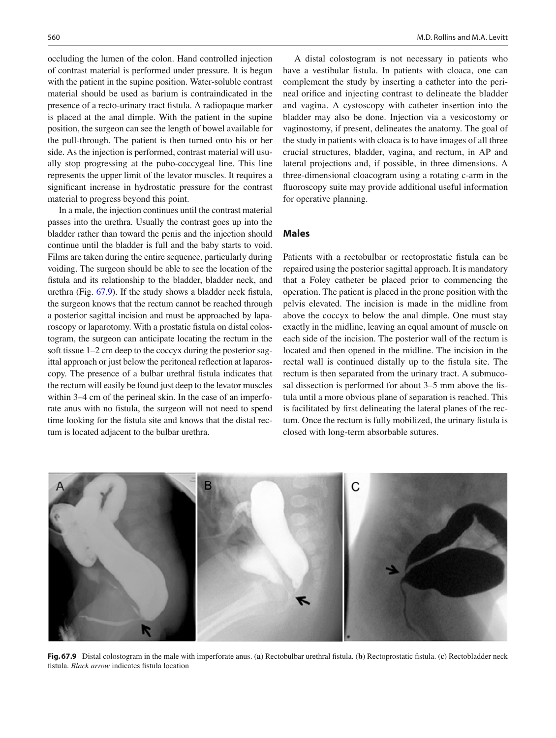occluding the lumen of the colon. Hand controlled injection of contrast material is performed under pressure. It is begun with the patient in the supine position. Water-soluble contrast material should be used as barium is contraindicated in the presence of a recto-urinary tract fistula. A radiopaque marker is placed at the anal dimple. With the patient in the supine position, the surgeon can see the length of bowel available for the pull-through. The patient is then turned onto his or her side. As the injection is performed, contrast material will usually stop progressing at the pubo-coccygeal line. This line represents the upper limit of the levator muscles. It requires a significant increase in hydrostatic pressure for the contrast material to progress beyond this point.

In a male, the injection continues until the contrast material passes into the urethra. Usually the contrast goes up into the bladder rather than toward the penis and the injection should continue until the bladder is full and the baby starts to void. Films are taken during the entire sequence, particularly during voiding. The surgeon should be able to see the location of the fistula and its relationship to the bladder, bladder neck, and urethra (Fig. 67.9). If the study shows a bladder neck fistula, the surgeon knows that the rectum cannot be reached through a posterior sagittal incision and must be approached by laparoscopy or laparotomy. With a prostatic fistula on distal colostogram, the surgeon can anticipate locating the rectum in the soft tissue 1–2 cm deep to the coccyx during the posterior sagittal approach or just below the peritoneal reflection at laparoscopy. The presence of a bulbar urethral fistula indicates that the rectum will easily be found just deep to the levator muscles within 3–4 cm of the perineal skin. In the case of an imperforate anus with no fistula, the surgeon will not need to spend time looking for the fistula site and knows that the distal rectum is located adjacent to the bulbar urethra.

A distal colostogram is not necessary in patients who have a vestibular fistula. In patients with cloaca, one can complement the study by inserting a catheter into the perineal orifice and injecting contrast to delineate the bladder and vagina. A cystoscopy with catheter insertion into the bladder may also be done. Injection via a vesicostomy or vaginostomy, if present, delineates the anatomy. The goal of the study in patients with cloaca is to have images of all three crucial structures, bladder, vagina, and rectum, in AP and lateral projections and, if possible, in three dimensions. A three-dimensional cloacogram using a rotating c-arm in the fluoroscopy suite may provide additional useful information for operative planning.

## Males

Patients with a rectobulbar or rectoprostatic fistula can be repaired using the posterior sagittal approach. It is mandatory that a Foley catheter be placed prior to commencing the operation. The patient is placed in the prone position with the pelvis elevated. The incision is made in the midline from above the coccyx to below the anal dimple. One must stay exactly in the midline, leaving an equal amount of muscle on each side of the incision. The posterior wall of the rectum is located and then opened in the midline. The incision in the rectal wall is continued distally up to the fistula site. The rectum is then separated from the urinary tract. A submucosal dissection is performed for about 3–5 mm above the fistula until a more obvious plane of separation is reached. This is facilitated by first delineating the lateral planes of the rectum. Once the rectum is fully mobilized, the urinary fistula is closed with long-term absorbable sutures.

**Fig. 67.9** Distal colostogram in the male with imperforate anus. (**a**) Rectobulbar urethral fistula. (**b**) Rectoprostatic fistula. (**c**) Rectobladder neck fistula. *Black arrow* indicates fistula location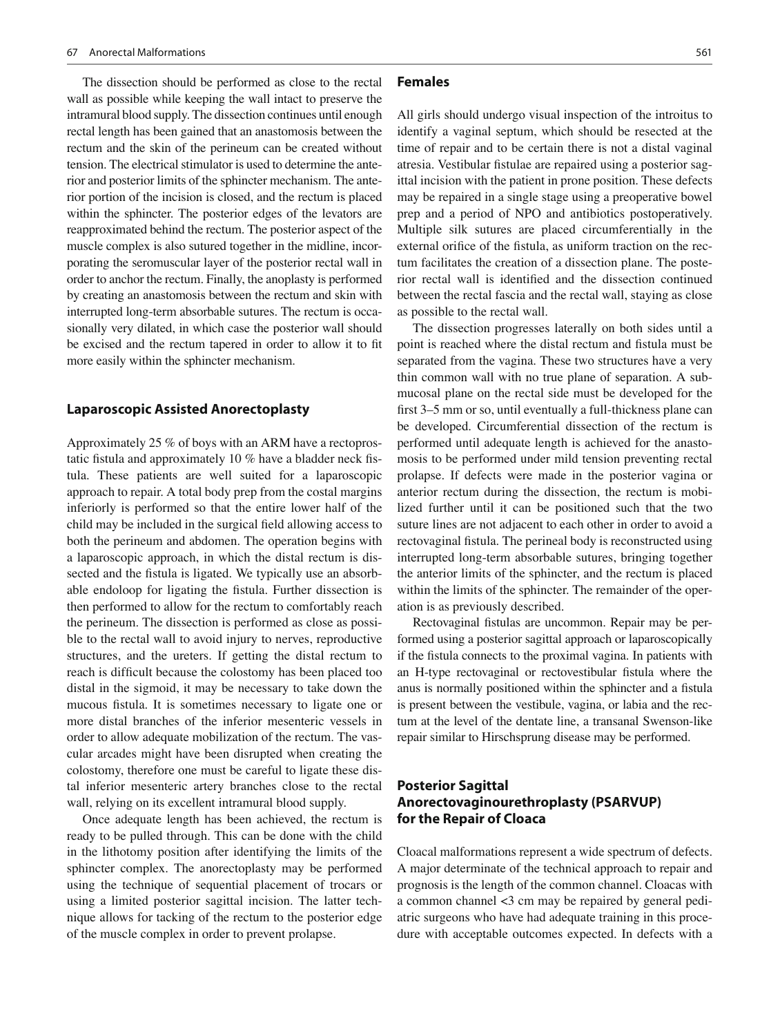The dissection should be performed as close to the rectal wall as possible while keeping the wall intact to preserve the intramural blood supply. The dissection continues until enough rectal length has been gained that an anastomosis between the rectum and the skin of the perineum can be created without tension. The electrical stimulator is used to determine the anterior and posterior limits of the sphincter mechanism. The anterior portion of the incision is closed, and the rectum is placed within the sphincter. The posterior edges of the levators are reapproximated behind the rectum. The posterior aspect of the muscle complex is also sutured together in the midline, incorporating the seromuscular layer of the posterior rectal wall in order to anchor the rectum. Finally, the anoplasty is performed by creating an anastomosis between the rectum and skin with interrupted long-term absorbable sutures. The rectum is occasionally very dilated, in which case the posterior wall should be excised and the rectum tapered in order to allow it to fit more easily within the sphincter mechanism.

### Laparoscopic Assisted Anorectoplasty

Approximately 25 % of boys with an ARM have a rectoprostatic fistula and approximately 10 % have a bladder neck fistula. These patients are well suited for a laparoscopic approach to repair. A total body prep from the costal margins inferiorly is performed so that the entire lower half of the child may be included in the surgical field allowing access to both the perineum and abdomen. The operation begins with a laparoscopic approach, in which the distal rectum is dissected and the fistula is ligated. We typically use an absorbable endoloop for ligating the fistula. Further dissection is then performed to allow for the rectum to comfortably reach the perineum. The dissection is performed as close as possible to the rectal wall to avoid injury to nerves, reproductive structures, and the ureters. If getting the distal rectum to reach is difficult because the colostomy has been placed too distal in the sigmoid, it may be necessary to take down the mucous fistula. It is sometimes necessary to ligate one or more distal branches of the inferior mesenteric vessels in order to allow adequate mobilization of the rectum. The vascular arcades might have been disrupted when creating the colostomy, therefore one must be careful to ligate these distal inferior mesenteric artery branches close to the rectal wall, relying on its excellent intramural blood supply.

Once adequate length has been achieved, the rectum is ready to be pulled through. This can be done with the child in the lithotomy position after identifying the limits of the sphincter complex. The anorectoplasty may be performed using the technique of sequential placement of trocars or using a limited posterior sagittal incision. The latter technique allows for tacking of the rectum to the posterior edge of the muscle complex in order to prevent prolapse.

### Females

All girls should undergo visual inspection of the introitus to identify a vaginal septum, which should be resected at the time of repair and to be certain there is not a distal vaginal atresia. Vestibular fistulae are repaired using a posterior sagittal incision with the patient in prone position. These defects may be repaired in a single stage using a preoperative bowel prep and a period of NPO and antibiotics postoperatively. Multiple silk sutures are placed circumferentially in the external orifice of the fistula, as uniform traction on the rectum facilitates the creation of a dissection plane. The posterior rectal wall is identified and the dissection continued between the rectal fascia and the rectal wall, staying as close as possible to the rectal wall.

The dissection progresses laterally on both sides until a point is reached where the distal rectum and fistula must be separated from the vagina. These two structures have a very thin common wall with no true plane of separation. A submucosal plane on the rectal side must be developed for the first 3–5 mm or so, until eventually a full-thickness plane can be developed. Circumferential dissection of the rectum is performed until adequate length is achieved for the anastomosis to be performed under mild tension preventing rectal prolapse. If defects were made in the posterior vagina or anterior rectum during the dissection, the rectum is mobilized further until it can be positioned such that the two suture lines are not adjacent to each other in order to avoid a rectovaginal fistula. The perineal body is reconstructed using interrupted long-term absorbable sutures, bringing together the anterior limits of the sphincter, and the rectum is placed within the limits of the sphincter. The remainder of the operation is as previously described.

Rectovaginal fistulas are uncommon. Repair may be performed using a posterior sagittal approach or laparoscopically if the fistula connects to the proximal vagina. In patients with an H-type rectovaginal or rectovestibular fistula where the anus is normally positioned within the sphincter and a fistula is present between the vestibule, vagina, or labia and the rectum at the level of the dentate line, a transanal Swenson-like repair similar to Hirschsprung disease may be performed.

### Posterior Sagittal Anorectovaginourethroplasty (PSARVUP) for the Repair of Cloaca

Cloacal malformations represent a wide spectrum of defects. A major determinate of the technical approach to repair and prognosis is the length of the common channel. Cloacas with a common channel <3 cm may be repaired by general pediatric surgeons who have had adequate training in this procedure with acceptable outcomes expected. In defects with a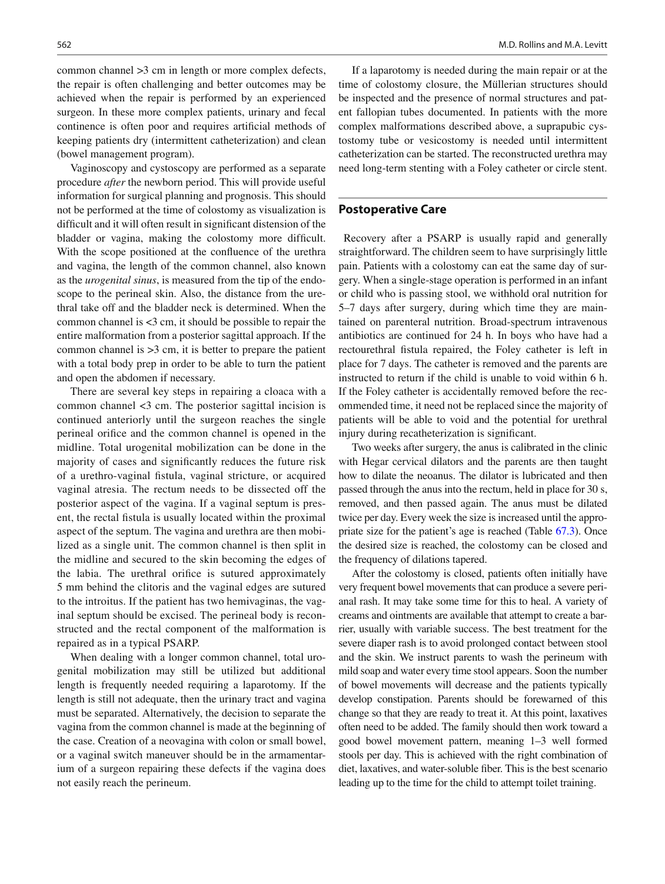common channel >3 cm in length or more complex defects, the repair is often challenging and better outcomes may be achieved when the repair is performed by an experienced surgeon. In these more complex patients, urinary and fecal continence is often poor and requires artificial methods of keeping patients dry (intermittent catheterization) and clean (bowel management program).

Vaginoscopy and cystoscopy are performed as a separate procedure *after* the newborn period. This will provide useful information for surgical planning and prognosis. This should not be performed at the time of colostomy as visualization is difficult and it will often result in significant distension of the bladder or vagina, making the colostomy more difficult. With the scope positioned at the confluence of the urethra and vagina, the length of the common channel, also known as the *urogenital sinus*, is measured from the tip of the endoscope to the perineal skin. Also, the distance from the urethral take off and the bladder neck is determined. When the common channel is <3 cm, it should be possible to repair the entire malformation from a posterior sagittal approach. If the common channel is >3 cm, it is better to prepare the patient with a total body prep in order to be able to turn the patient and open the abdomen if necessary.

There are several key steps in repairing a cloaca with a common channel <3 cm. The posterior sagittal incision is continued anteriorly until the surgeon reaches the single perineal orifice and the common channel is opened in the midline. Total urogenital mobilization can be done in the majority of cases and significantly reduces the future risk of a urethro-vaginal fistula, vaginal stricture, or acquired vaginal atresia. The rectum needs to be dissected off the posterior aspect of the vagina. If a vaginal septum is present, the rectal fistula is usually located within the proximal aspect of the septum. The vagina and urethra are then mobilized as a single unit. The common channel is then split in the midline and secured to the skin becoming the edges of the labia. The urethral orifice is sutured approximately 5 mm behind the clitoris and the vaginal edges are sutured to the introitus. If the patient has two hemivaginas, the vaginal septum should be excised. The perineal body is reconstructed and the rectal component of the malformation is repaired as in a typical PSARP.

When dealing with a longer common channel, total urogenital mobilization may still be utilized but additional length is frequently needed requiring a laparotomy. If the length is still not adequate, then the urinary tract and vagina must be separated. Alternatively, the decision to separate the vagina from the common channel is made at the beginning of the case. Creation of a neovagina with colon or small bowel, or a vaginal switch maneuver should be in the armamentarium of a surgeon repairing these defects if the vagina does not easily reach the perineum.

If a laparotomy is needed during the main repair or at the time of colostomy closure, the Müllerian structures should be inspected and the presence of normal structures and patent fallopian tubes documented. In patients with the more complex malformations described above, a suprapubic cystostomy tube or vesicostomy is needed until intermittent catheterization can be started. The reconstructed urethra may need long-term stenting with a Foley catheter or circle stent.

## Postoperative Care

Recovery after a PSARP is usually rapid and generally straightforward. The children seem to have surprisingly little pain. Patients with a colostomy can eat the same day of surgery. When a single-stage operation is performed in an infant or child who is passing stool, we withhold oral nutrition for 5–7 days after surgery, during which time they are maintained on parenteral nutrition. Broad-spectrum intravenous antibiotics are continued for 24 h. In boys who have had a rectourethral fistula repaired, the Foley catheter is left in place for 7 days. The catheter is removed and the parents are instructed to return if the child is unable to void within 6 h. If the Foley catheter is accidentally removed before the recommended time, it need not be replaced since the majority of patients will be able to void and the potential for urethral injury during recatheterization is significant.

Two weeks after surgery, the anus is calibrated in the clinic with Hegar cervical dilators and the parents are then taught how to dilate the neoanus. The dilator is lubricated and then passed through the anus into the rectum, held in place for 30 s, removed, and then passed again. The anus must be dilated twice per day. Every week the size is increased until the appropriate size for the patient's age is reached (Table 67.3). Once the desired size is reached, the colostomy can be closed and the frequency of dilations tapered.

After the colostomy is closed, patients often initially have very frequent bowel movements that can produce a severe perianal rash. It may take some time for this to heal. A variety of creams and ointments are available that attempt to create a barrier, usually with variable success. The best treatment for the severe diaper rash is to avoid prolonged contact between stool and the skin. We instruct parents to wash the perineum with mild soap and water every time stool appears. Soon the number of bowel movements will decrease and the patients typically develop constipation. Parents should be forewarned of this change so that they are ready to treat it. At this point, laxatives often need to be added. The family should then work toward a good bowel movement pattern, meaning 1–3 well formed stools per day. This is achieved with the right combination of diet, laxatives, and water-soluble fiber. This is the best scenario leading up to the time for the child to attempt toilet training.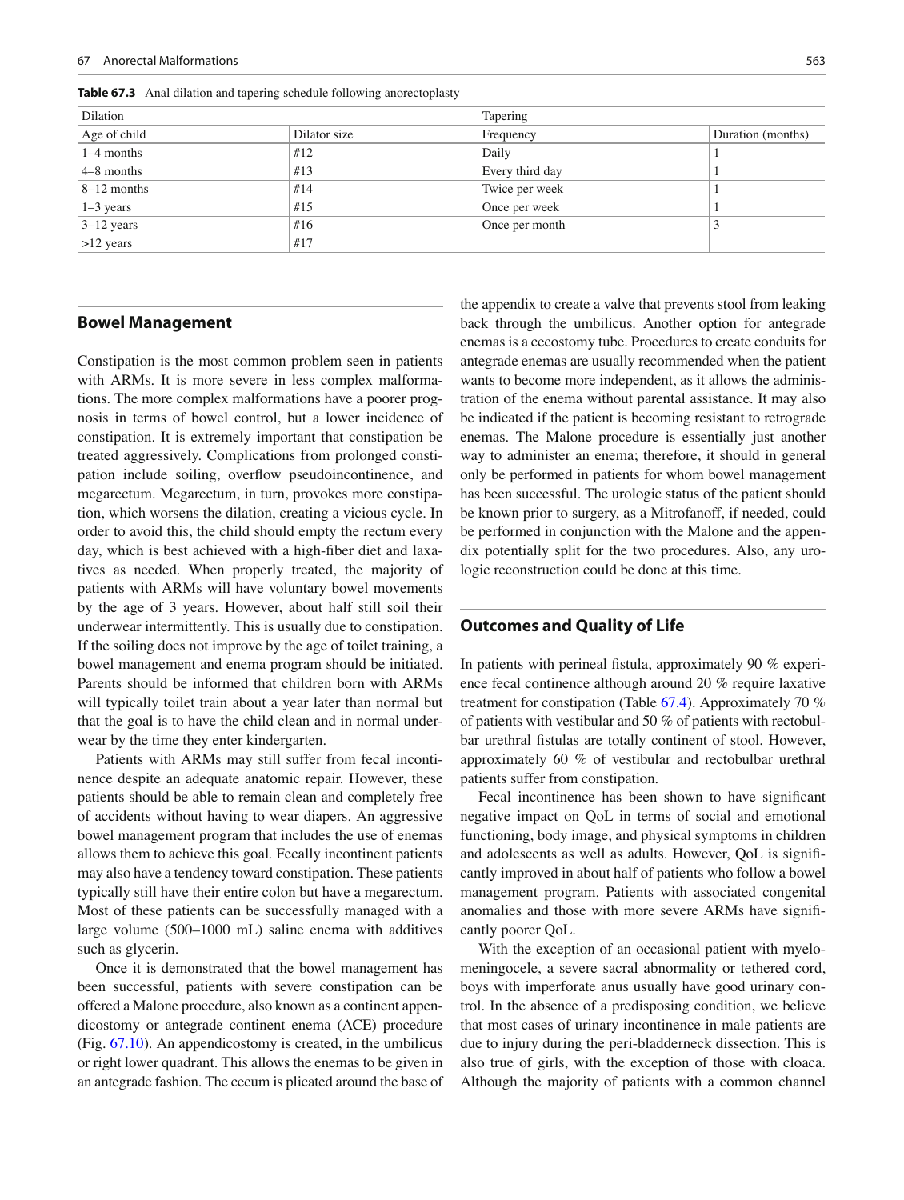**Table 67.3** Anal dilation and tapering schedule following anorectoplasty

| Dilation | | Tapering | |
|---|---|---|---|
| Age of child | Dilator size | Frequency | Duration (months) |
| 1–4 months | #12 | Daily | 1 |
| 4–8 months | #13 | Every third day | 1 |
| 8–12 months | #14 | Twice per week | 1 |
| 1–3 years | #15 | Once per week | 1 |
| 3–12 years | #16 | Once per month | 3 |
| >12 years | #17 | | |

## Bowel Management

Constipation is the most common problem seen in patients with ARMs. It is more severe in less complex malformations. The more complex malformations have a poorer prognosis in terms of bowel control, but a lower incidence of constipation. It is extremely important that constipation be treated aggressively. Complications from prolonged constipation include soiling, overflow pseudoincontinence, and megarectum. Megarectum, in turn, provokes more constipation, which worsens the dilation, creating a vicious cycle. In order to avoid this, the child should empty the rectum every day, which is best achieved with a high-fiber diet and laxatives as needed. When properly treated, the majority of patients with ARMs will have voluntary bowel movements by the age of 3 years. However, about half still soil their underwear intermittently. This is usually due to constipation. If the soiling does not improve by the age of toilet training, a bowel management and enema program should be initiated. Parents should be informed that children born with ARMs will typically toilet train about a year later than normal but that the goal is to have the child clean and in normal underwear by the time they enter kindergarten.

Patients with ARMs may still suffer from fecal incontinence despite an adequate anatomic repair. However, these patients should be able to remain clean and completely free of accidents without having to wear diapers. An aggressive bowel management program that includes the use of enemas allows them to achieve this goal. Fecally incontinent patients may also have a tendency toward constipation. These patients typically still have their entire colon but have a megarectum. Most of these patients can be successfully managed with a large volume (500–1000 mL) saline enema with additives such as glycerin.

Once it is demonstrated that the bowel management has been successful, patients with severe constipation can be offered a Malone procedure, also known as a continent appendicostomy or antegrade continent enema (ACE) procedure (Fig. 67.10). An appendicostomy is created, in the umbilicus or right lower quadrant. This allows the enemas to be given in an antegrade fashion. The cecum is plicated around the base of the appendix to create a valve that prevents stool from leaking back through the umbilicus. Another option for antegrade enemas is a cecostomy tube. Procedures to create conduits for antegrade enemas are usually recommended when the patient wants to become more independent, as it allows the administration of the enema without parental assistance. It may also be indicated if the patient is becoming resistant to retrograde enemas. The Malone procedure is essentially just another way to administer an enema; therefore, it should in general only be performed in patients for whom bowel management has been successful. The urologic status of the patient should be known prior to surgery, as a Mitrofanoff, if needed, could be performed in conjunction with the Malone and the appendix potentially split for the two procedures. Also, any urologic reconstruction could be done at this time.

## Outcomes and Quality of Life

In patients with perineal fistula, approximately 90 % experience fecal continence although around 20 % require laxative treatment for constipation (Table 67.4). Approximately 70 % of patients with vestibular and 50 % of patients with rectobulbar urethral fistulas are totally continent of stool. However, approximately 60 % of vestibular and rectobulbar urethral patients suffer from constipation.

Fecal incontinence has been shown to have significant negative impact on QoL in terms of social and emotional functioning, body image, and physical symptoms in children and adolescents as well as adults. However, QoL is significantly improved in about half of patients who follow a bowel management program. Patients with associated congenital anomalies and those with more severe ARMs have significantly poorer QoL.

With the exception of an occasional patient with myelomeningocele, a severe sacral abnormality or tethered cord, boys with imperforate anus usually have good urinary control. In the absence of a predisposing condition, we believe that most cases of urinary incontinence in male patients are due to injury during the peri-bladderneck dissection. This is also true of girls, with the exception of those with cloaca. Although the majority of patients with a common channel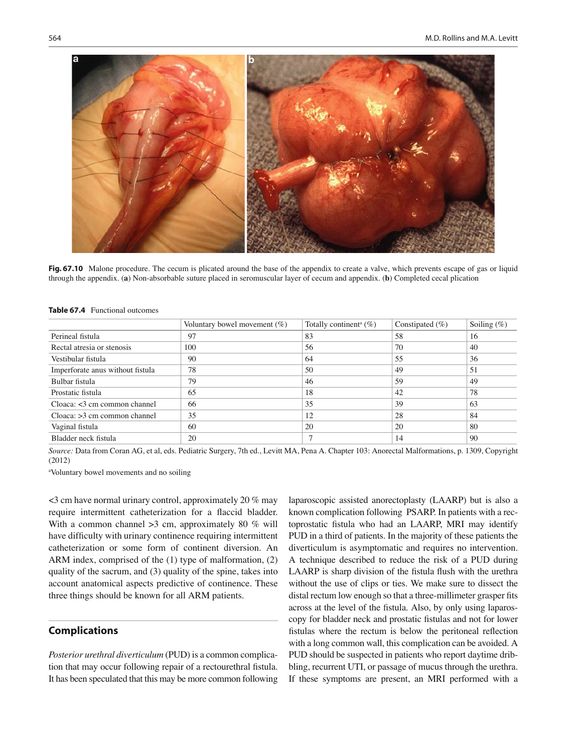**Fig. 67.10** Malone procedure. The cecum is plicated around the base of the appendix to create a valve, which prevents escape of gas or liquid through the appendix. (**a**) Non-absorbable suture placed in seromuscular layer of cecum and appendix. (**b**) Completed cecal plication

**Table 67.4** Functional outcomes

| | Voluntary bowel movement (%) | Totally continent[a] (%) | Constipated (%) | Soiling (%) |
|---|---|---|---|---|
| Perineal fistula | 97 | 83 | 58 | 16 |
| Rectal atresia or stenosis | 100 | 56 | 70 | 40 |
| Vestibular fistula | 90 | 64 | 55 | 36 |
| Imperforate anus without fistula | 78 | 50 | 49 | 51 |
| Bulbar fistula | 79 | 46 | 59 | 49 |
| Prostatic fistula | 65 | 18 | 42 | 78 |
| Cloaca: <3 cm common channel | 66 | 35 | 39 | 63 |
| Cloaca: >3 cm common channel | 35 | 12 | 28 | 84 |
| Vaginal fistula | 60 | 20 | 20 | 80 |
| Bladder neck fistula | 20 | 7 | 14 | 90 |

*Source:* Data from Coran AG, et al, eds. Pediatric Surgery, 7th ed., Levitt MA, Pena A. Chapter 103: Anorectal Malformations, p. 1309, Copyright (2012)

[a]Voluntary bowel movements and no soiling

<3 cm have normal urinary control, approximately 20 % may require intermittent catheterization for a flaccid bladder. With a common channel >3 cm, approximately 80 % will have difficulty with urinary continence requiring intermittent catheterization or some form of continent diversion. An ARM index, comprised of the (1) type of malformation, (2) quality of the sacrum, and (3) quality of the spine, takes into account anatomical aspects predictive of continence. These three things should be known for all ARM patients.

## Complications

*Posterior urethral diverticulum* (PUD) is a common complication that may occur following repair of a rectourethral fistula. It has been speculated that this may be more common following laparoscopic assisted anorectoplasty (LAARP) but is also a known complication following PSARP. In patients with a rectoprostatic fistula who had an LAARP, MRI may identify PUD in a third of patients. In the majority of these patients the diverticulum is asymptomatic and requires no intervention. A technique described to reduce the risk of a PUD during LAARP is sharp division of the fistula flush with the urethra without the use of clips or ties. We make sure to dissect the distal rectum low enough so that a three-millimeter grasper fits across at the level of the fistula. Also, by only using laparoscopy for bladder neck and prostatic fistulas and not for lower fistulas where the rectum is below the peritoneal reflection with a long common wall, this complication can be avoided. A PUD should be suspected in patients who report daytime dribbling, recurrent UTI, or passage of mucus through the urethra. If these symptoms are present, an MRI performed with a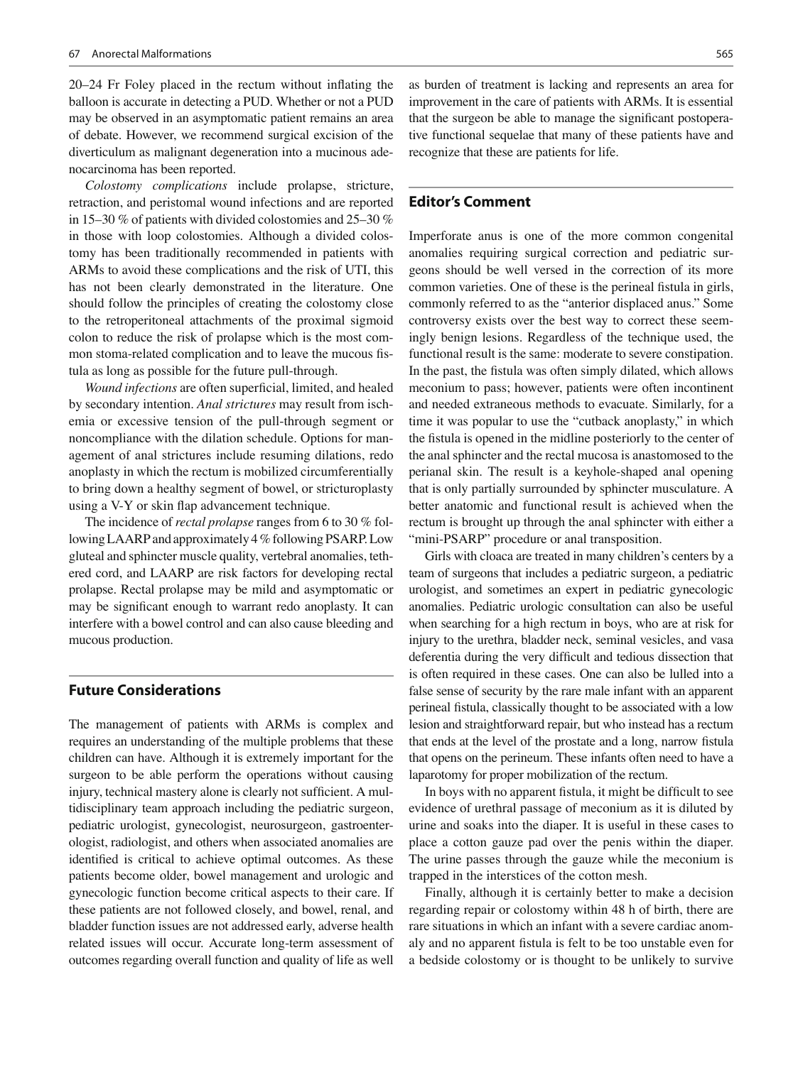20–24 Fr Foley placed in the rectum without inflating the balloon is accurate in detecting a PUD. Whether or not a PUD may be observed in an asymptomatic patient remains an area of debate. However, we recommend surgical excision of the diverticulum as malignant degeneration into a mucinous adenocarcinoma has been reported.

*Colostomy complications* include prolapse, stricture, retraction, and peristomal wound infections and are reported in 15–30 % of patients with divided colostomies and 25–30 % in those with loop colostomies. Although a divided colostomy has been traditionally recommended in patients with ARMs to avoid these complications and the risk of UTI, this has not been clearly demonstrated in the literature. One should follow the principles of creating the colostomy close to the retroperitoneal attachments of the proximal sigmoid colon to reduce the risk of prolapse which is the most common stoma-related complication and to leave the mucous fistula as long as possible for the future pull-through.

*Wound infections* are often superficial, limited, and healed by secondary intention. *Anal strictures* may result from ischemia or excessive tension of the pull-through segment or noncompliance with the dilation schedule. Options for management of anal strictures include resuming dilations, redo anoplasty in which the rectum is mobilized circumferentially to bring down a healthy segment of bowel, or stricturoplasty using a V-Y or skin flap advancement technique.

The incidence of *rectal prolapse* ranges from 6 to 30 % following LAARP and approximately 4 % following PSARP. Low gluteal and sphincter muscle quality, vertebral anomalies, tethered cord, and LAARP are risk factors for developing rectal prolapse. Rectal prolapse may be mild and asymptomatic or may be significant enough to warrant redo anoplasty. It can interfere with a bowel control and can also cause bleeding and mucous production.

## Future Considerations

The management of patients with ARMs is complex and requires an understanding of the multiple problems that these children can have. Although it is extremely important for the surgeon to be able perform the operations without causing injury, technical mastery alone is clearly not sufficient. A multidisciplinary team approach including the pediatric surgeon, pediatric urologist, gynecologist, neurosurgeon, gastroenterologist, radiologist, and others when associated anomalies are identified is critical to achieve optimal outcomes. As these patients become older, bowel management and urologic and gynecologic function become critical aspects to their care. If these patients are not followed closely, and bowel, renal, and bladder function issues are not addressed early, adverse health related issues will occur. Accurate long-term assessment of outcomes regarding overall function and quality of life as well as burden of treatment is lacking and represents an area for improvement in the care of patients with ARMs. It is essential that the surgeon be able to manage the significant postoperative functional sequelae that many of these patients have and recognize that these are patients for life.

## Editor's Comment

Imperforate anus is one of the more common congenital anomalies requiring surgical correction and pediatric surgeons should be well versed in the correction of its more common varieties. One of these is the perineal fistula in girls, commonly referred to as the "anterior displaced anus." Some controversy exists over the best way to correct these seemingly benign lesions. Regardless of the technique used, the functional result is the same: moderate to severe constipation. In the past, the fistula was often simply dilated, which allows meconium to pass; however, patients were often incontinent and needed extraneous methods to evacuate. Similarly, for a time it was popular to use the "cutback anoplasty," in which the fistula is opened in the midline posteriorly to the center of the anal sphincter and the rectal mucosa is anastomosed to the perianal skin. The result is a keyhole-shaped anal opening that is only partially surrounded by sphincter musculature. A better anatomic and functional result is achieved when the rectum is brought up through the anal sphincter with either a "mini-PSARP" procedure or anal transposition.

Girls with cloaca are treated in many children's centers by a team of surgeons that includes a pediatric surgeon, a pediatric urologist, and sometimes an expert in pediatric gynecologic anomalies. Pediatric urologic consultation can also be useful when searching for a high rectum in boys, who are at risk for injury to the urethra, bladder neck, seminal vesicles, and vasa deferentia during the very difficult and tedious dissection that is often required in these cases. One can also be lulled into a false sense of security by the rare male infant with an apparent perineal fistula, classically thought to be associated with a low lesion and straightforward repair, but who instead has a rectum that ends at the level of the prostate and a long, narrow fistula that opens on the perineum. These infants often need to have a laparotomy for proper mobilization of the rectum.

In boys with no apparent fistula, it might be difficult to see evidence of urethral passage of meconium as it is diluted by urine and soaks into the diaper. It is useful in these cases to place a cotton gauze pad over the penis within the diaper. The urine passes through the gauze while the meconium is trapped in the interstices of the cotton mesh.

Finally, although it is certainly better to make a decision regarding repair or colostomy within 48 h of birth, there are rare situations in which an infant with a severe cardiac anomaly and no apparent fistula is felt to be too unstable even for a bedside colostomy or is thought to be unlikely to survive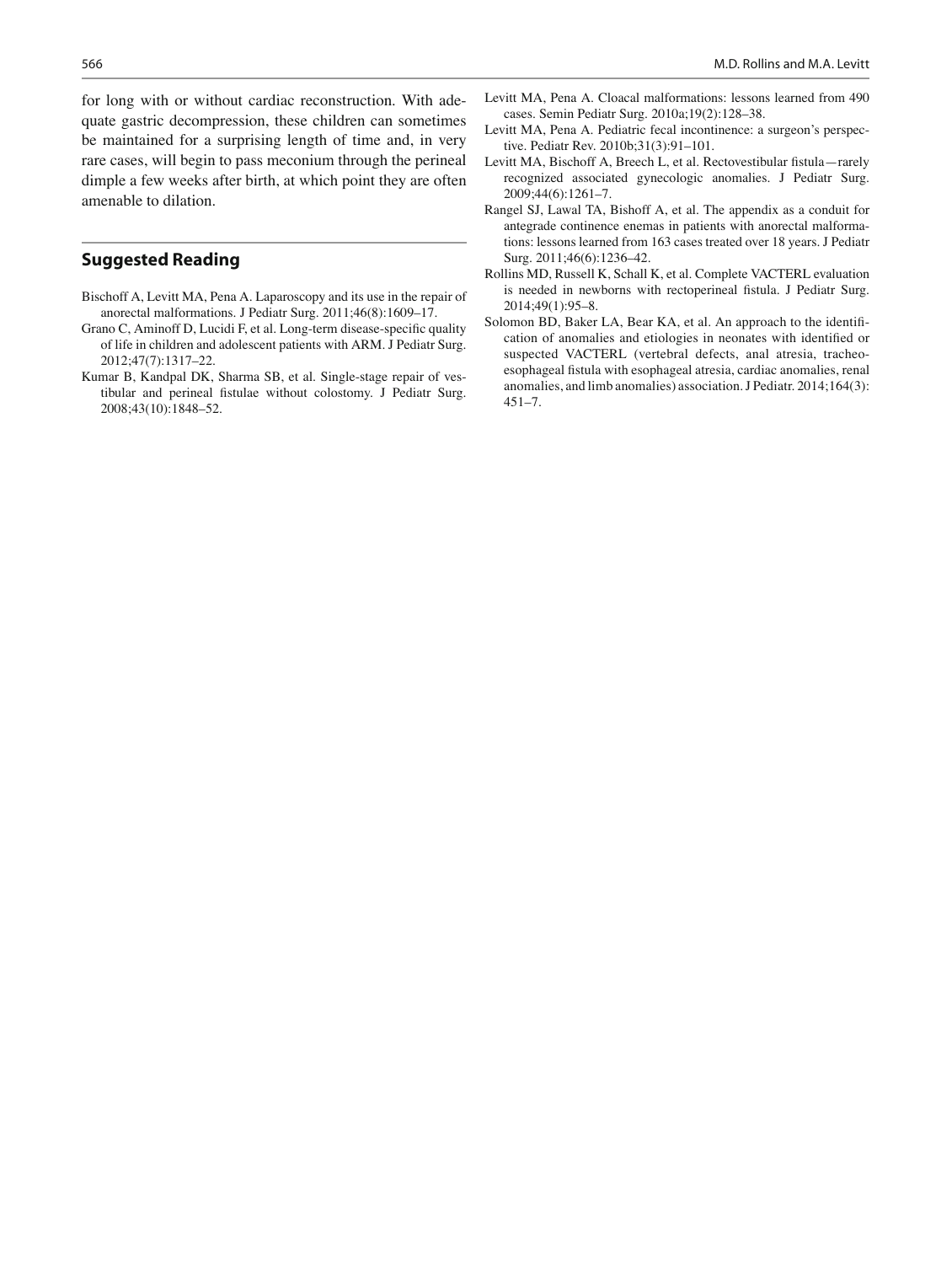for long with or without cardiac reconstruction. With adequate gastric decompression, these children can sometimes be maintained for a surprising length of time and, in very rare cases, will begin to pass meconium through the perineal dimple a few weeks after birth, at which point they are often amenable to dilation.

## Suggested Reading

Bischoff A, Levitt MA, Pena A. Laparoscopy and its use in the repair of anorectal malformations. J Pediatr Surg. 2011;46(8):1609–17.

Grano C, Aminoff D, Lucidi F, et al. Long-term disease-specific quality of life in children and adolescent patients with ARM. J Pediatr Surg. 2012;47(7):1317–22.

Kumar B, Kandpal DK, Sharma SB, et al. Single-stage repair of vestibular and perineal fistulae without colostomy. J Pediatr Surg. 2008;43(10):1848–52.

Levitt MA, Pena A. Cloacal malformations: lessons learned from 490 cases. Semin Pediatr Surg. 2010a;19(2):128–38.

Levitt MA, Pena A. Pediatric fecal incontinence: a surgeon's perspective. Pediatr Rev. 2010b;31(3):91–101.

Levitt MA, Bischoff A, Breech L, et al. Rectovestibular fistula—rarely recognized associated gynecologic anomalies. J Pediatr Surg. 2009;44(6):1261–7.

Rangel SJ, Lawal TA, Bishoff A, et al. The appendix as a conduit for antegrade continence enemas in patients with anorectal malformations: lessons learned from 163 cases treated over 18 years. J Pediatr Surg. 2011;46(6):1236–42.

Rollins MD, Russell K, Schall K, et al. Complete VACTERL evaluation is needed in newborns with rectoperineal fistula. J Pediatr Surg. 2014;49(1):95–8.

Solomon BD, Baker LA, Bear KA, et al. An approach to the identification of anomalies and etiologies in neonates with identified or suspected VACTERL (vertebral defects, anal atresia, tracheoesophageal fistula with esophageal atresia, cardiac anomalies, renal anomalies, and limb anomalies) association. J Pediatr. 2014;164(3):451–7.